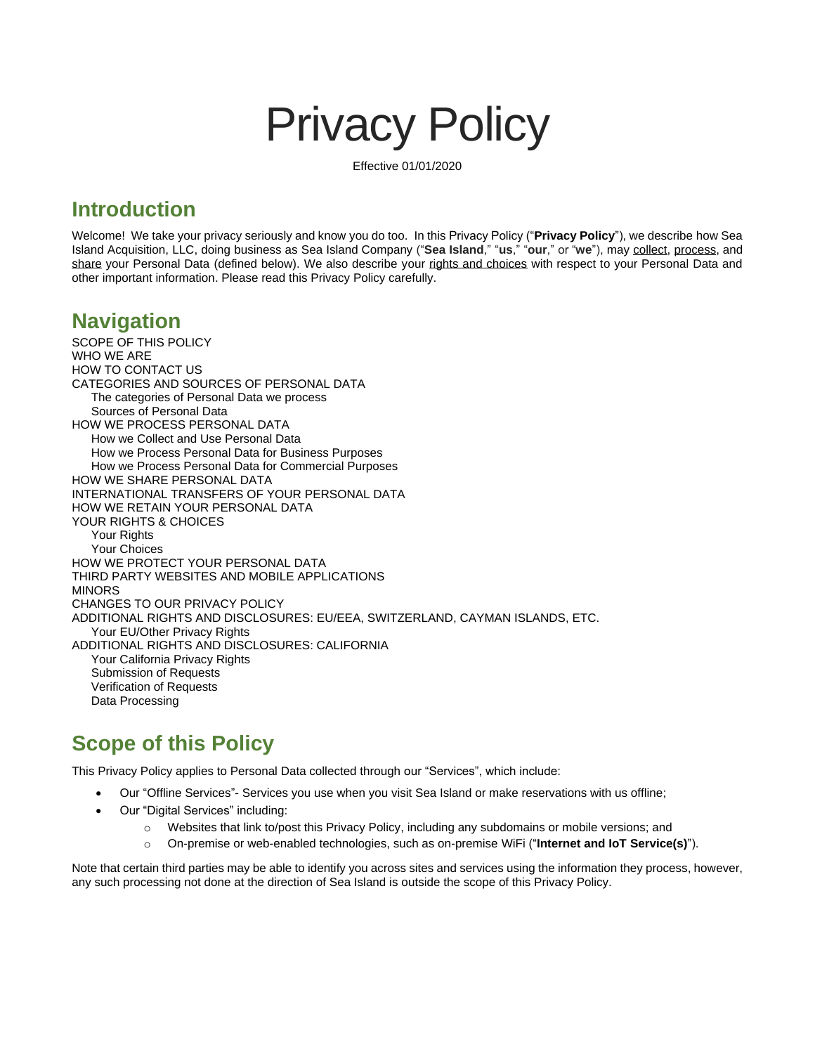# Privacy Policy

Effective 01/01/2020

## Introduction

Welcome! We take your privacy seriously and know you do too. In this Privacy Policy ("**Privacy Policy**"), we describe how Sea Island Acquisition, LLC, doing business as Sea Island Company ("**Sea Island**," "**us**," "**our**," or "**we**"), may collect, process, and share your Personal Data (defined below). We also describe your rights and choices with respect to your Personal Data and other important information. Please read this Privacy Policy carefully.

## Navigation

SCOPE OF THIS POLICY
WHO WE ARE
HOW TO CONTACT US
CATEGORIES AND SOURCES OF PERSONAL DATA
- The categories of Personal Data we process
- Sources of Personal Data

HOW WE PROCESS PERSONAL DATA
- How we Collect and Use Personal Data
- How we Process Personal Data for Business Purposes
- How we Process Personal Data for Commercial Purposes

HOW WE SHARE PERSONAL DATA
INTERNATIONAL TRANSFERS OF YOUR PERSONAL DATA
HOW WE RETAIN YOUR PERSONAL DATA
YOUR RIGHTS & CHOICES
- Your Rights
- Your Choices

HOW WE PROTECT YOUR PERSONAL DATA
THIRD PARTY WEBSITES AND MOBILE APPLICATIONS
MINORS
CHANGES TO OUR PRIVACY POLICY
ADDITIONAL RIGHTS AND DISCLOSURES: EU/EEA, SWITZERLAND, CAYMAN ISLANDS, ETC.
- Your EU/Other Privacy Rights

ADDITIONAL RIGHTS AND DISCLOSURES: CALIFORNIA
- Your California Privacy Rights
- Submission of Requests
- Verification of Requests
- Data Processing

## Scope of this Policy

This Privacy Policy applies to Personal Data collected through our "Services", which include:

- Our "Offline Services"- Services you use when you visit Sea Island or make reservations with us offline;
- Our "Digital Services" including:
  - Websites that link to/post this Privacy Policy, including any subdomains or mobile versions; and
  - On-premise or web-enabled technologies, such as on-premise WiFi ("**Internet and IoT Service(s)**").

Note that certain third parties may be able to identify you across sites and services using the information they process, however, any such processing not done at the direction of Sea Island is outside the scope of this Privacy Policy.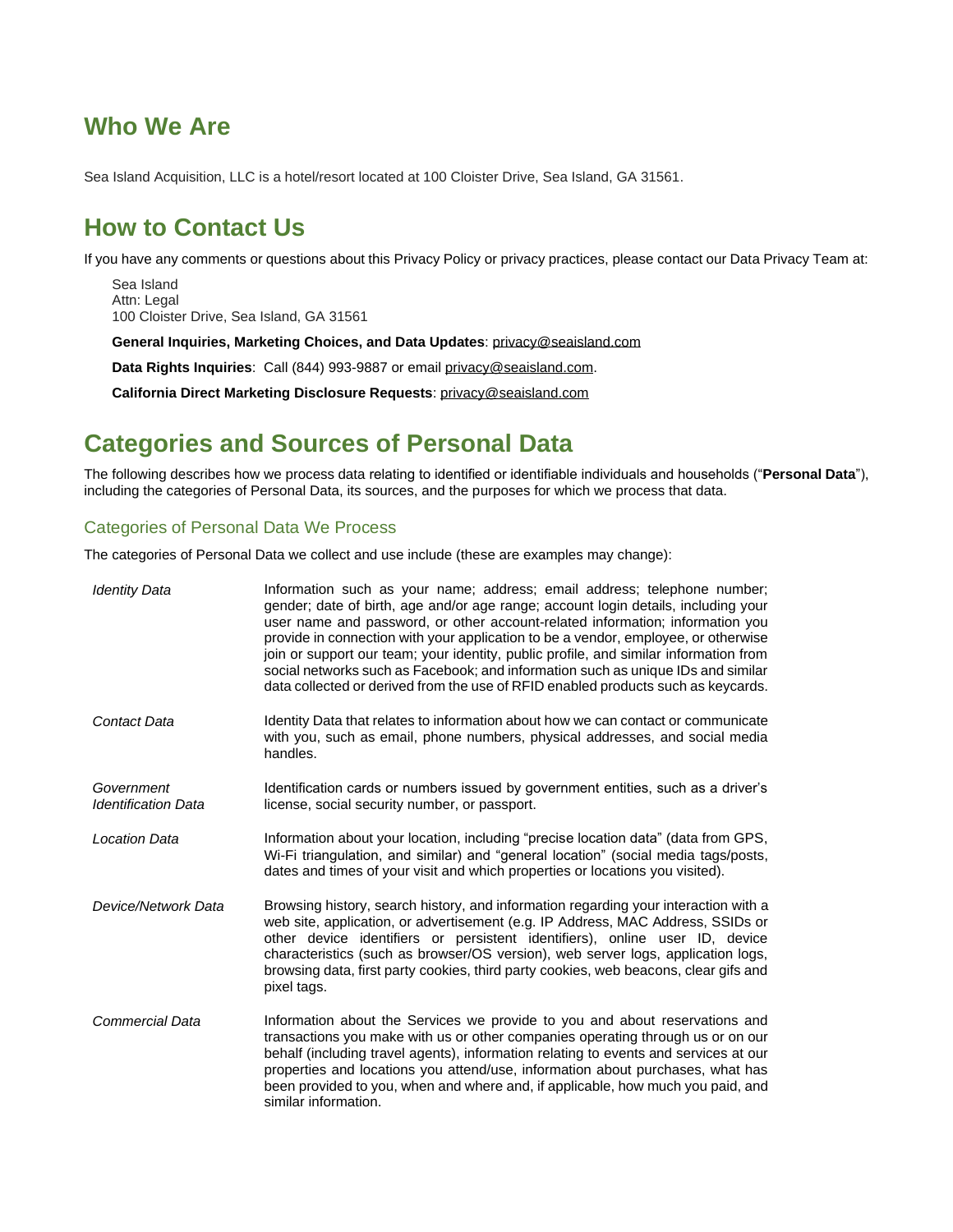## Who We Are

Sea Island Acquisition, LLC is a hotel/resort located at 100 Cloister Drive, Sea Island, GA 31561.

## How to Contact Us

If you have any comments or questions about this Privacy Policy or privacy practices, please contact our Data Privacy Team at:

> Sea Island
> Attn: Legal
> 100 Cloister Drive, Sea Island, GA 31561
>
> **General Inquiries, Marketing Choices, and Data Updates**: privacy@seaisland.com
>
> **Data Rights Inquiries**: Call (844) 993-9887 or email privacy@seaisland.com.
>
> **California Direct Marketing Disclosure Requests**: privacy@seaisland.com

## Categories and Sources of Personal Data

The following describes how we process data relating to identified or identifiable individuals and households ("**Personal Data**"), including the categories of Personal Data, its sources, and the purposes for which we process that data.

### Categories of Personal Data We Process

The categories of Personal Data we collect and use include (these are examples may change):

| | |
|---|---|
| *Identity Data* | Information such as your name; address; email address; telephone number; gender; date of birth, age and/or age range; account login details, including your user name and password, or other account-related information; information you provide in connection with your application to be a vendor, employee, or otherwise join or support our team; your identity, public profile, and similar information from social networks such as Facebook; and information such as unique IDs and similar data collected or derived from the use of RFID enabled products such as keycards. |
| *Contact Data* | Identity Data that relates to information about how we can contact or communicate with you, such as email, phone numbers, physical addresses, and social media handles. |
| *Government Identification Data* | Identification cards or numbers issued by government entities, such as a driver's license, social security number, or passport. |
| *Location Data* | Information about your location, including "precise location data" (data from GPS, Wi-Fi triangulation, and similar) and "general location" (social media tags/posts, dates and times of your visit and which properties or locations you visited). |
| *Device/Network Data* | Browsing history, search history, and information regarding your interaction with a web site, application, or advertisement (e.g. IP Address, MAC Address, SSIDs or other device identifiers or persistent identifiers), online user ID, device characteristics (such as browser/OS version), web server logs, application logs, browsing data, first party cookies, third party cookies, web beacons, clear gifs and pixel tags. |
| *Commercial Data* | Information about the Services we provide to you and about reservations and transactions you make with us or other companies operating through us or on our behalf (including travel agents), information relating to events and services at our properties and locations you attend/use, information about purchases, what has been provided to you, when and where and, if applicable, how much you paid, and similar information. |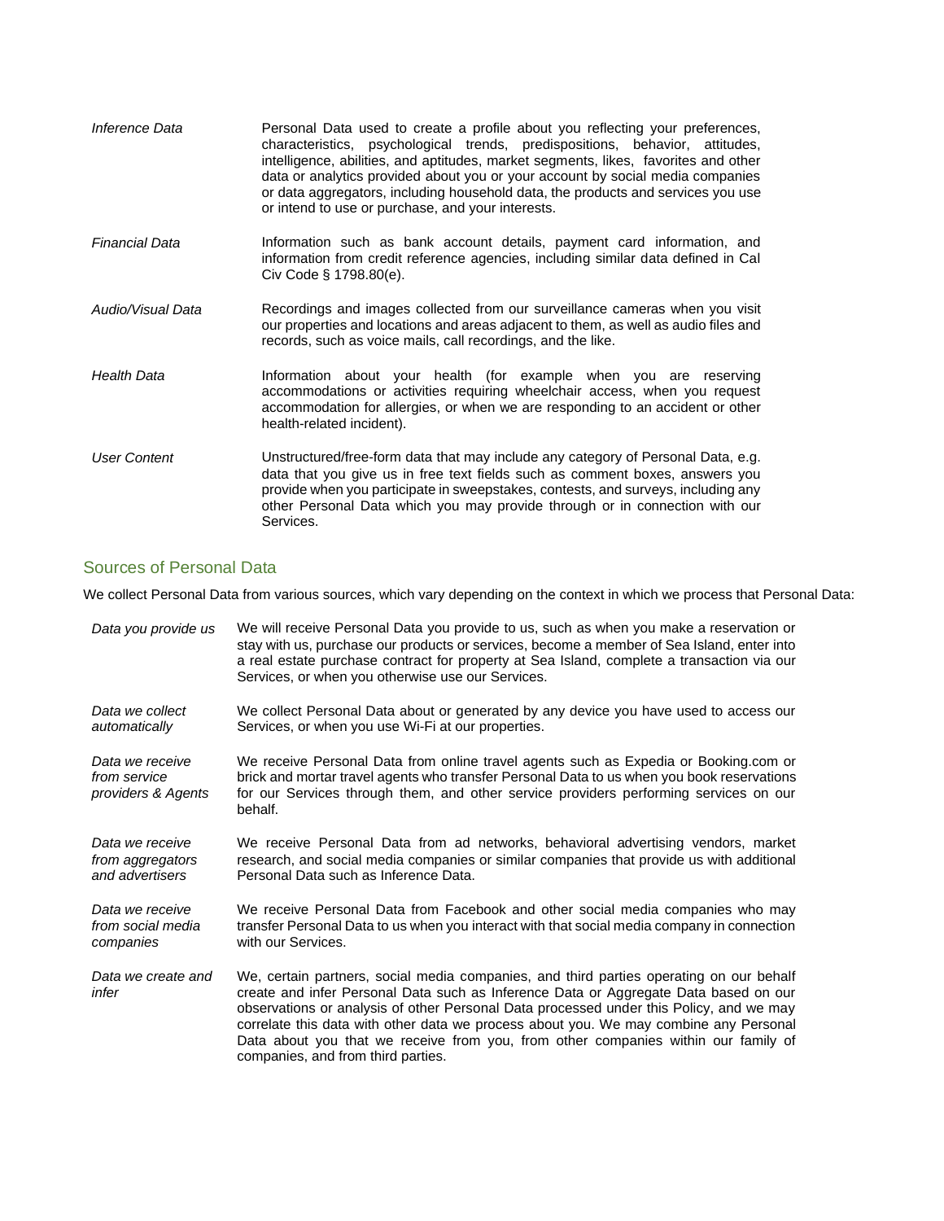| | |
|---|---|
| *Inference Data* | Personal Data used to create a profile about you reflecting your preferences, characteristics, psychological trends, predispositions, behavior, attitudes, intelligence, abilities, and aptitudes, market segments, likes, favorites and other data or analytics provided about you or your account by social media companies or data aggregators, including household data, the products and services you use or intend to use or purchase, and your interests. |
| *Financial Data* | Information such as bank account details, payment card information, and information from credit reference agencies, including similar data defined in Cal Civ Code § 1798.80(e). |
| *Audio/Visual Data* | Recordings and images collected from our surveillance cameras when you visit our properties and locations and areas adjacent to them, as well as audio files and records, such as voice mails, call recordings, and the like. |
| *Health Data* | Information about your health (for example when you are reserving accommodations or activities requiring wheelchair access, when you request accommodation for allergies, or when we are responding to an accident or other health-related incident). |
| *User Content* | Unstructured/free-form data that may include any category of Personal Data, e.g. data that you give us in free text fields such as comment boxes, answers you provide when you participate in sweepstakes, contests, and surveys, including any other Personal Data which you may provide through or in connection with our Services. |

## Sources of Personal Data

We collect Personal Data from various sources, which vary depending on the context in which we process that Personal Data:

| | |
|---|---|
| *Data you provide us* | We will receive Personal Data you provide to us, such as when you make a reservation or stay with us, purchase our products or services, become a member of Sea Island, enter into a real estate purchase contract for property at Sea Island, complete a transaction via our Services, or when you otherwise use our Services. |
| *Data we collect automatically* | We collect Personal Data about or generated by any device you have used to access our Services, or when you use Wi-Fi at our properties. |
| *Data we receive from service providers & Agents* | We receive Personal Data from online travel agents such as Expedia or Booking.com or brick and mortar travel agents who transfer Personal Data to us when you book reservations for our Services through them, and other service providers performing services on our behalf. |
| *Data we receive from aggregators and advertisers* | We receive Personal Data from ad networks, behavioral advertising vendors, market research, and social media companies or similar companies that provide us with additional Personal Data such as Inference Data. |
| *Data we receive from social media companies* | We receive Personal Data from Facebook and other social media companies who may transfer Personal Data to us when you interact with that social media company in connection with our Services. |
| *Data we create and infer* | We, certain partners, social media companies, and third parties operating on our behalf create and infer Personal Data such as Inference Data or Aggregate Data based on our observations or analysis of other Personal Data processed under this Policy, and we may correlate this data with other data we process about you. We may combine any Personal Data about you that we receive from you, from other companies within our family of companies, and from third parties. |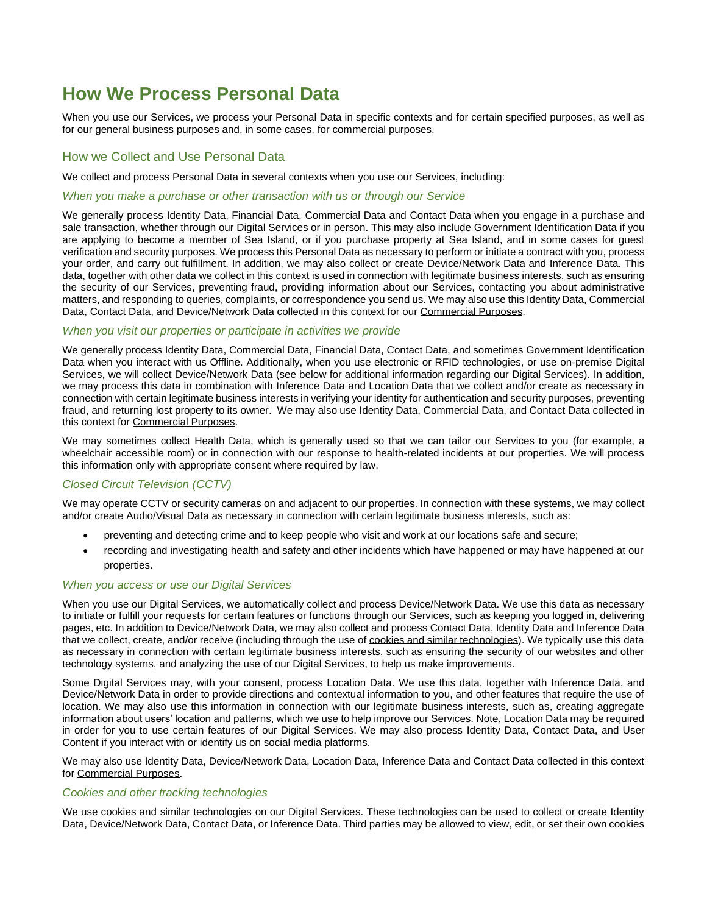# How We Process Personal Data

When you use our Services, we process your Personal Data in specific contexts and for certain specified purposes, as well as for our general business purposes and, in some cases, for commercial purposes.

## How we Collect and Use Personal Data

We collect and process Personal Data in several contexts when you use our Services, including:

### *When you make a purchase or other transaction with us or through our Service*

We generally process Identity Data, Financial Data, Commercial Data and Contact Data when you engage in a purchase and sale transaction, whether through our Digital Services or in person. This may also include Government Identification Data if you are applying to become a member of Sea Island, or if you purchase property at Sea Island, and in some cases for guest verification and security purposes. We process this Personal Data as necessary to perform or initiate a contract with you, process your order, and carry out fulfillment. In addition, we may also collect or create Device/Network Data and Inference Data. This data, together with other data we collect in this context is used in connection with legitimate business interests, such as ensuring the security of our Services, preventing fraud, providing information about our Services, contacting you about administrative matters, and responding to queries, complaints, or correspondence you send us. We may also use this Identity Data, Commercial Data, Contact Data, and Device/Network Data collected in this context for our Commercial Purposes.

### *When you visit our properties or participate in activities we provide*

We generally process Identity Data, Commercial Data, Financial Data, Contact Data, and sometimes Government Identification Data when you interact with us Offline. Additionally, when you use electronic or RFID technologies, or use on-premise Digital Services, we will collect Device/Network Data (see below for additional information regarding our Digital Services). In addition, we may process this data in combination with Inference Data and Location Data that we collect and/or create as necessary in connection with certain legitimate business interests in verifying your identity for authentication and security purposes, preventing fraud, and returning lost property to its owner. We may also use Identity Data, Commercial Data, and Contact Data collected in this context for Commercial Purposes.

We may sometimes collect Health Data, which is generally used so that we can tailor our Services to you (for example, a wheelchair accessible room) or in connection with our response to health-related incidents at our properties. We will process this information only with appropriate consent where required by law.

### *Closed Circuit Television (CCTV)*

We may operate CCTV or security cameras on and adjacent to our properties. In connection with these systems, we may collect and/or create Audio/Visual Data as necessary in connection with certain legitimate business interests, such as:

- preventing and detecting crime and to keep people who visit and work at our locations safe and secure;
- recording and investigating health and safety and other incidents which have happened or may have happened at our properties.

### *When you access or use our Digital Services*

When you use our Digital Services, we automatically collect and process Device/Network Data. We use this data as necessary to initiate or fulfill your requests for certain features or functions through our Services, such as keeping you logged in, delivering pages, etc. In addition to Device/Network Data, we may also collect and process Contact Data, Identity Data and Inference Data that we collect, create, and/or receive (including through the use of cookies and similar technologies). We typically use this data as necessary in connection with certain legitimate business interests, such as ensuring the security of our websites and other technology systems, and analyzing the use of our Digital Services, to help us make improvements.

Some Digital Services may, with your consent, process Location Data. We use this data, together with Inference Data, and Device/Network Data in order to provide directions and contextual information to you, and other features that require the use of location. We may also use this information in connection with our legitimate business interests, such as, creating aggregate information about users' location and patterns, which we use to help improve our Services. Note, Location Data may be required in order for you to use certain features of our Digital Services. We may also process Identity Data, Contact Data, and User Content if you interact with or identify us on social media platforms.

We may also use Identity Data, Device/Network Data, Location Data, Inference Data and Contact Data collected in this context for Commercial Purposes.

### *Cookies and other tracking technologies*

We use cookies and similar technologies on our Digital Services. These technologies can be used to collect or create Identity Data, Device/Network Data, Contact Data, or Inference Data. Third parties may be allowed to view, edit, or set their own cookies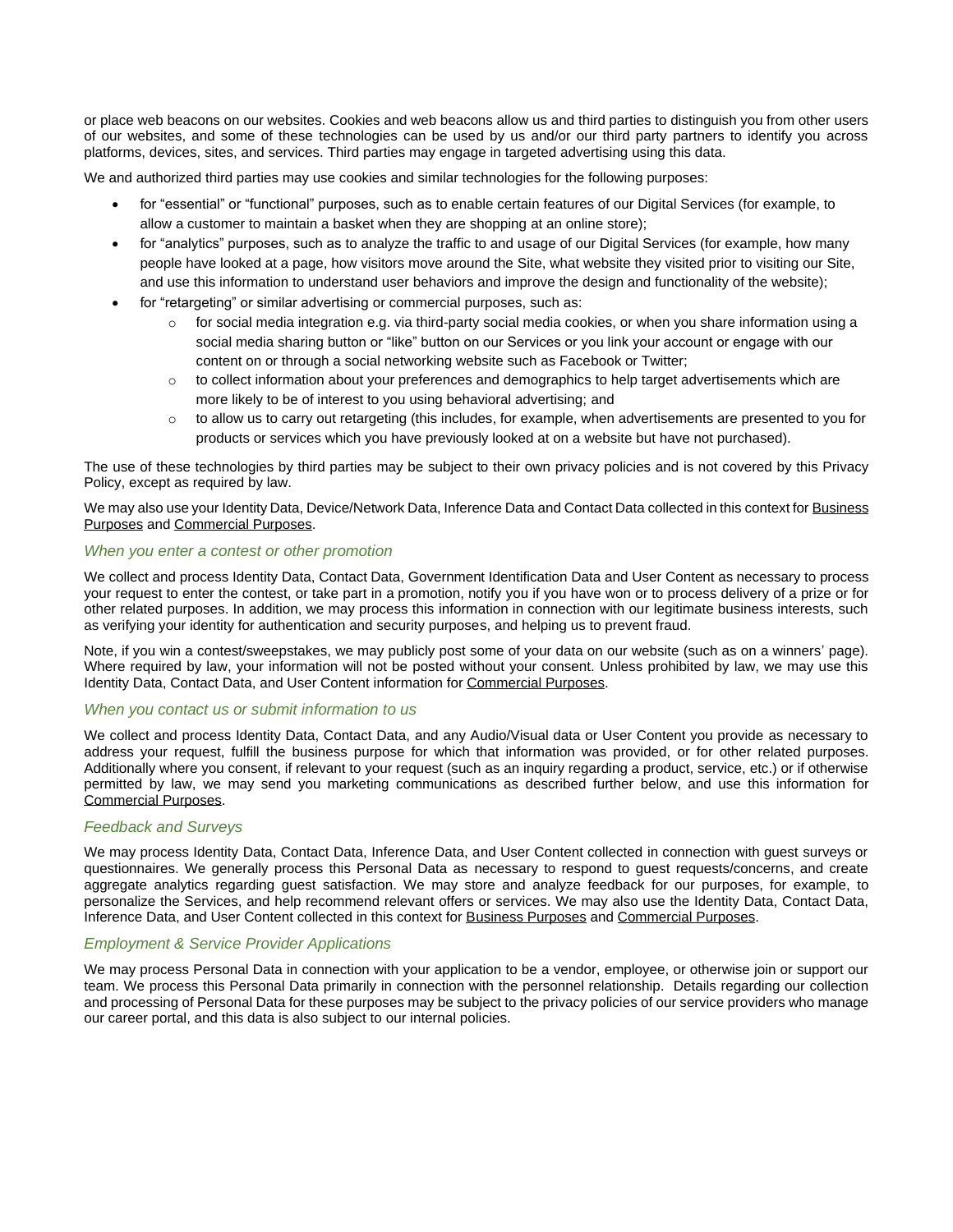or place web beacons on our websites. Cookies and web beacons allow us and third parties to distinguish you from other users of our websites, and some of these technologies can be used by us and/or our third party partners to identify you across platforms, devices, sites, and services. Third parties may engage in targeted advertising using this data.

We and authorized third parties may use cookies and similar technologies for the following purposes:

- for "essential" or "functional" purposes, such as to enable certain features of our Digital Services (for example, to allow a customer to maintain a basket when they are shopping at an online store);
- for "analytics" purposes, such as to analyze the traffic to and usage of our Digital Services (for example, how many people have looked at a page, how visitors move around the Site, what website they visited prior to visiting our Site, and use this information to understand user behaviors and improve the design and functionality of the website);
- for "retargeting" or similar advertising or commercial purposes, such as:
  - for social media integration e.g. via third-party social media cookies, or when you share information using a social media sharing button or "like" button on our Services or you link your account or engage with our content on or through a social networking website such as Facebook or Twitter;
  - to collect information about your preferences and demographics to help target advertisements which are more likely to be of interest to you using behavioral advertising; and
  - to allow us to carry out retargeting (this includes, for example, when advertisements are presented to you for products or services which you have previously looked at on a website but have not purchased).

The use of these technologies by third parties may be subject to their own privacy policies and is not covered by this Privacy Policy, except as required by law.

We may also use your Identity Data, Device/Network Data, Inference Data and Contact Data collected in this context for Business Purposes and Commercial Purposes.

### *When you enter a contest or other promotion*

We collect and process Identity Data, Contact Data, Government Identification Data and User Content as necessary to process your request to enter the contest, or take part in a promotion, notify you if you have won or to process delivery of a prize or for other related purposes. In addition, we may process this information in connection with our legitimate business interests, such as verifying your identity for authentication and security purposes, and helping us to prevent fraud.

Note, if you win a contest/sweepstakes, we may publicly post some of your data on our website (such as on a winners' page). Where required by law, your information will not be posted without your consent. Unless prohibited by law, we may use this Identity Data, Contact Data, and User Content information for Commercial Purposes.

### *When you contact us or submit information to us*

We collect and process Identity Data, Contact Data, and any Audio/Visual data or User Content you provide as necessary to address your request, fulfill the business purpose for which that information was provided, or for other related purposes. Additionally where you consent, if relevant to your request (such as an inquiry regarding a product, service, etc.) or if otherwise permitted by law, we may send you marketing communications as described further below, and use this information for Commercial Purposes.

### *Feedback and Surveys*

We may process Identity Data, Contact Data, Inference Data, and User Content collected in connection with guest surveys or questionnaires. We generally process this Personal Data as necessary to respond to guest requests/concerns, and create aggregate analytics regarding guest satisfaction. We may store and analyze feedback for our purposes, for example, to personalize the Services, and help recommend relevant offers or services. We may also use the Identity Data, Contact Data, Inference Data, and User Content collected in this context for Business Purposes and Commercial Purposes.

### *Employment & Service Provider Applications*

We may process Personal Data in connection with your application to be a vendor, employee, or otherwise join or support our team. We process this Personal Data primarily in connection with the personnel relationship. Details regarding our collection and processing of Personal Data for these purposes may be subject to the privacy policies of our service providers who manage our career portal, and this data is also subject to our internal policies.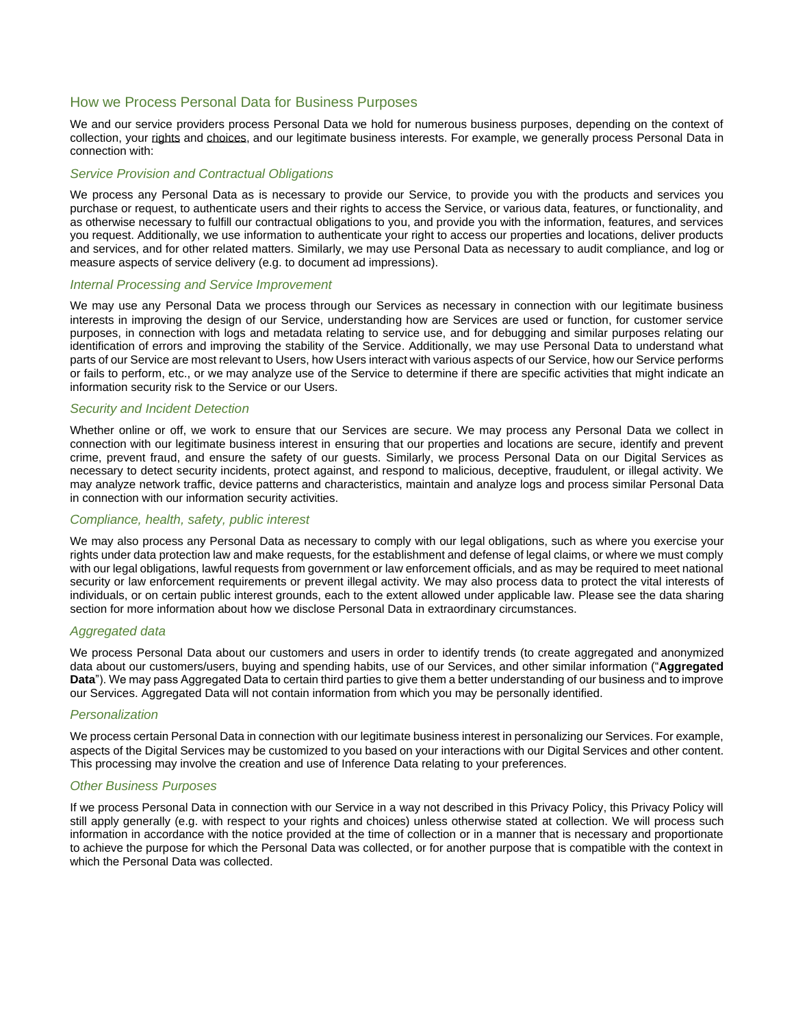## How we Process Personal Data for Business Purposes

We and our service providers process Personal Data we hold for numerous business purposes, depending on the context of collection, your rights and choices, and our legitimate business interests. For example, we generally process Personal Data in connection with:

### *Service Provision and Contractual Obligations*

We process any Personal Data as is necessary to provide our Service, to provide you with the products and services you purchase or request, to authenticate users and their rights to access the Service, or various data, features, or functionality, and as otherwise necessary to fulfill our contractual obligations to you, and provide you with the information, features, and services you request. Additionally, we use information to authenticate your right to access our properties and locations, deliver products and services, and for other related matters. Similarly, we may use Personal Data as necessary to audit compliance, and log or measure aspects of service delivery (e.g. to document ad impressions).

### *Internal Processing and Service Improvement*

We may use any Personal Data we process through our Services as necessary in connection with our legitimate business interests in improving the design of our Service, understanding how are Services are used or function, for customer service purposes, in connection with logs and metadata relating to service use, and for debugging and similar purposes relating our identification of errors and improving the stability of the Service. Additionally, we may use Personal Data to understand what parts of our Service are most relevant to Users, how Users interact with various aspects of our Service, how our Service performs or fails to perform, etc., or we may analyze use of the Service to determine if there are specific activities that might indicate an information security risk to the Service or our Users.

### *Security and Incident Detection*

Whether online or off, we work to ensure that our Services are secure. We may process any Personal Data we collect in connection with our legitimate business interest in ensuring that our properties and locations are secure, identify and prevent crime, prevent fraud, and ensure the safety of our guests. Similarly, we process Personal Data on our Digital Services as necessary to detect security incidents, protect against, and respond to malicious, deceptive, fraudulent, or illegal activity. We may analyze network traffic, device patterns and characteristics, maintain and analyze logs and process similar Personal Data in connection with our information security activities.

### *Compliance, health, safety, public interest*

We may also process any Personal Data as necessary to comply with our legal obligations, such as where you exercise your rights under data protection law and make requests, for the establishment and defense of legal claims, or where we must comply with our legal obligations, lawful requests from government or law enforcement officials, and as may be required to meet national security or law enforcement requirements or prevent illegal activity. We may also process data to protect the vital interests of individuals, or on certain public interest grounds, each to the extent allowed under applicable law. Please see the data sharing section for more information about how we disclose Personal Data in extraordinary circumstances.

### *Aggregated data*

We process Personal Data about our customers and users in order to identify trends (to create aggregated and anonymized data about our customers/users, buying and spending habits, use of our Services, and other similar information ("**Aggregated Data**"). We may pass Aggregated Data to certain third parties to give them a better understanding of our business and to improve our Services. Aggregated Data will not contain information from which you may be personally identified.

### *Personalization*

We process certain Personal Data in connection with our legitimate business interest in personalizing our Services. For example, aspects of the Digital Services may be customized to you based on your interactions with our Digital Services and other content. This processing may involve the creation and use of Inference Data relating to your preferences.

### *Other Business Purposes*

If we process Personal Data in connection with our Service in a way not described in this Privacy Policy, this Privacy Policy will still apply generally (e.g. with respect to your rights and choices) unless otherwise stated at collection. We will process such information in accordance with the notice provided at the time of collection or in a manner that is necessary and proportionate to achieve the purpose for which the Personal Data was collected, or for another purpose that is compatible with the context in which the Personal Data was collected.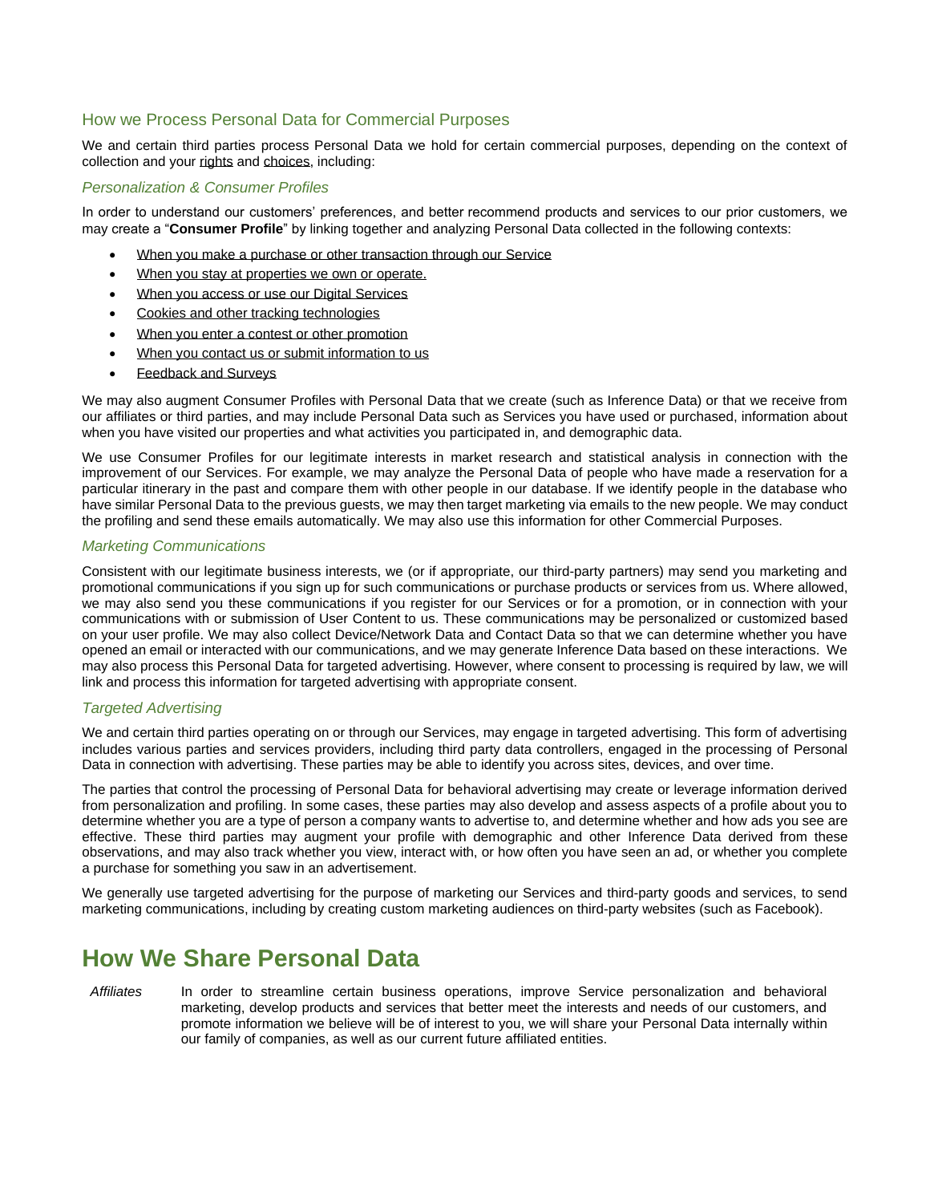## How we Process Personal Data for Commercial Purposes

We and certain third parties process Personal Data we hold for certain commercial purposes, depending on the context of collection and your rights and choices, including:

### *Personalization & Consumer Profiles*

In order to understand our customers' preferences, and better recommend products and services to our prior customers, we may create a "**Consumer Profile**" by linking together and analyzing Personal Data collected in the following contexts:

- When you make a purchase or other transaction through our Service
- When you stay at properties we own or operate.
- When you access or use our Digital Services
- Cookies and other tracking technologies
- When you enter a contest or other promotion
- When you contact us or submit information to us
- Feedback and Surveys

We may also augment Consumer Profiles with Personal Data that we create (such as Inference Data) or that we receive from our affiliates or third parties, and may include Personal Data such as Services you have used or purchased, information about when you have visited our properties and what activities you participated in, and demographic data.

We use Consumer Profiles for our legitimate interests in market research and statistical analysis in connection with the improvement of our Services. For example, we may analyze the Personal Data of people who have made a reservation for a particular itinerary in the past and compare them with other people in our database. If we identify people in the database who have similar Personal Data to the previous guests, we may then target marketing via emails to the new people. We may conduct the profiling and send these emails automatically. We may also use this information for other Commercial Purposes.

### *Marketing Communications*

Consistent with our legitimate business interests, we (or if appropriate, our third-party partners) may send you marketing and promotional communications if you sign up for such communications or purchase products or services from us. Where allowed, we may also send you these communications if you register for our Services or for a promotion, or in connection with your communications with or submission of User Content to us. These communications may be personalized or customized based on your user profile. We may also collect Device/Network Data and Contact Data so that we can determine whether you have opened an email or interacted with our communications, and we may generate Inference Data based on these interactions. We may also process this Personal Data for targeted advertising. However, where consent to processing is required by law, we will link and process this information for targeted advertising with appropriate consent.

### *Targeted Advertising*

We and certain third parties operating on or through our Services, may engage in targeted advertising. This form of advertising includes various parties and services providers, including third party data controllers, engaged in the processing of Personal Data in connection with advertising. These parties may be able to identify you across sites, devices, and over time.

The parties that control the processing of Personal Data for behavioral advertising may create or leverage information derived from personalization and profiling. In some cases, these parties may also develop and assess aspects of a profile about you to determine whether you are a type of person a company wants to advertise to, and determine whether and how ads you see are effective. These third parties may augment your profile with demographic and other Inference Data derived from these observations, and may also track whether you view, interact with, or how often you have seen an ad, or whether you complete a purchase for something you saw in an advertisement.

We generally use targeted advertising for the purpose of marketing our Services and third-party goods and services, to send marketing communications, including by creating custom marketing audiences on third-party websites (such as Facebook).

# How We Share Personal Data

*Affiliates* In order to streamline certain business operations, improve Service personalization and behavioral marketing, develop products and services that better meet the interests and needs of our customers, and promote information we believe will be of interest to you, we will share your Personal Data internally within our family of companies, as well as our current future affiliated entities.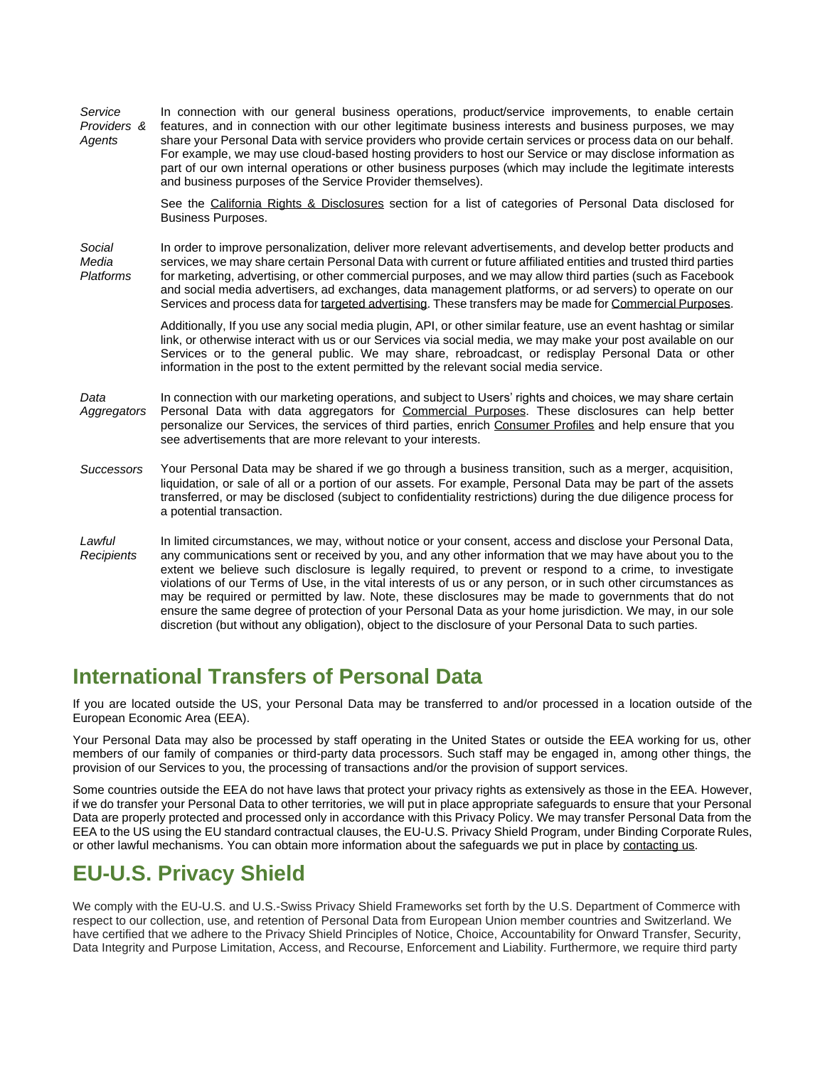| | |
|---|---|
| *Service Providers & Agents* | In connection with our general business operations, product/service improvements, to enable certain features, and in connection with our other legitimate business interests and business purposes, we may share your Personal Data with service providers who provide certain services or process data on our behalf. For example, we may use cloud-based hosting providers to host our Service or may disclose information as part of our own internal operations or other business purposes (which may include the legitimate interests and business purposes of the Service Provider themselves).<br><br>See the California Rights & Disclosures section for a list of categories of Personal Data disclosed for Business Purposes. |
| *Social Media Platforms* | In order to improve personalization, deliver more relevant advertisements, and develop better products and services, we may share certain Personal Data with current or future affiliated entities and trusted third parties for marketing, advertising, or other commercial purposes, and we may allow third parties (such as Facebook and social media advertisers, ad exchanges, data management platforms, or ad servers) to operate on our Services and process data for targeted advertising. These transfers may be made for Commercial Purposes.<br><br>Additionally, If you use any social media plugin, API, or other similar feature, use an event hashtag or similar link, or otherwise interact with us or our Services via social media, we may make your post available on our Services or to the general public. We may share, rebroadcast, or redisplay Personal Data or other information in the post to the extent permitted by the relevant social media service. |
| *Data Aggregators* | In connection with our marketing operations, and subject to Users' rights and choices, we may share certain Personal Data with data aggregators for Commercial Purposes. These disclosures can help better personalize our Services, the services of third parties, enrich Consumer Profiles and help ensure that you see advertisements that are more relevant to your interests. |
| *Successors* | Your Personal Data may be shared if we go through a business transition, such as a merger, acquisition, liquidation, or sale of all or a portion of our assets. For example, Personal Data may be part of the assets transferred, or may be disclosed (subject to confidentiality restrictions) during the due diligence process for a potential transaction. |
| *Lawful Recipients* | In limited circumstances, we may, without notice or your consent, access and disclose your Personal Data, any communications sent or received by you, and any other information that we may have about you to the extent we believe such disclosure is legally required, to prevent or respond to a crime, to investigate violations of our Terms of Use, in the vital interests of us or any person, or in such other circumstances as may be required or permitted by law. Note, these disclosures may be made to governments that do not ensure the same degree of protection of your Personal Data as your home jurisdiction. We may, in our sole discretion (but without any obligation), object to the disclosure of your Personal Data to such parties. |

## International Transfers of Personal Data

If you are located outside the US, your Personal Data may be transferred to and/or processed in a location outside of the European Economic Area (EEA).

Your Personal Data may also be processed by staff operating in the United States or outside the EEA working for us, other members of our family of companies or third-party data processors. Such staff may be engaged in, among other things, the provision of our Services to you, the processing of transactions and/or the provision of support services.

Some countries outside the EEA do not have laws that protect your privacy rights as extensively as those in the EEA. However, if we do transfer your Personal Data to other territories, we will put in place appropriate safeguards to ensure that your Personal Data are properly protected and processed only in accordance with this Privacy Policy. We may transfer Personal Data from the EEA to the US using the EU standard contractual clauses, the EU-U.S. Privacy Shield Program, under Binding Corporate Rules, or other lawful mechanisms. You can obtain more information about the safeguards we put in place by contacting us.

## EU-U.S. Privacy Shield

We comply with the EU-U.S. and U.S.-Swiss Privacy Shield Frameworks set forth by the U.S. Department of Commerce with respect to our collection, use, and retention of Personal Data from European Union member countries and Switzerland. We have certified that we adhere to the Privacy Shield Principles of Notice, Choice, Accountability for Onward Transfer, Security, Data Integrity and Purpose Limitation, Access, and Recourse, Enforcement and Liability. Furthermore, we require third party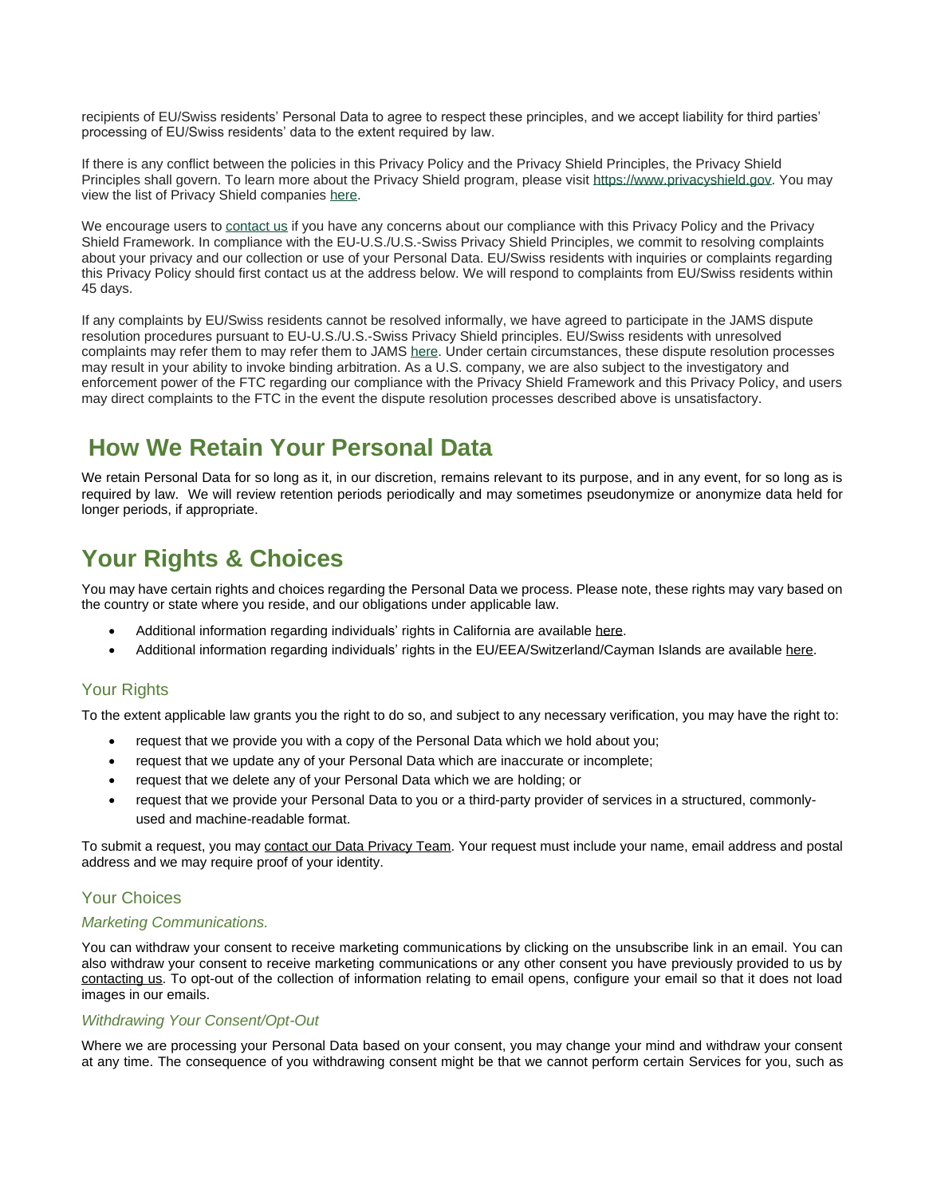recipients of EU/Swiss residents' Personal Data to agree to respect these principles, and we accept liability for third parties' processing of EU/Swiss residents' data to the extent required by law.

If there is any conflict between the policies in this Privacy Policy and the Privacy Shield Principles, the Privacy Shield Principles shall govern. To learn more about the Privacy Shield program, please visit https://www.privacyshield.gov. You may view the list of Privacy Shield companies here.

We encourage users to contact us if you have any concerns about our compliance with this Privacy Policy and the Privacy Shield Framework. In compliance with the EU-U.S./U.S.-Swiss Privacy Shield Principles, we commit to resolving complaints about your privacy and our collection or use of your Personal Data. EU/Swiss residents with inquiries or complaints regarding this Privacy Policy should first contact us at the address below. We will respond to complaints from EU/Swiss residents within 45 days.

If any complaints by EU/Swiss residents cannot be resolved informally, we have agreed to participate in the JAMS dispute resolution procedures pursuant to EU-U.S./U.S.-Swiss Privacy Shield principles. EU/Swiss residents with unresolved complaints may refer them to may refer them to JAMS here. Under certain circumstances, these dispute resolution processes may result in your ability to invoke binding arbitration. As a U.S. company, we are also subject to the investigatory and enforcement power of the FTC regarding our compliance with the Privacy Shield Framework and this Privacy Policy, and users may direct complaints to the FTC in the event the dispute resolution processes described above is unsatisfactory.

# How We Retain Your Personal Data

We retain Personal Data for so long as it, in our discretion, remains relevant to its purpose, and in any event, for so long as is required by law. We will review retention periods periodically and may sometimes pseudonymize or anonymize data held for longer periods, if appropriate.

# Your Rights & Choices

You may have certain rights and choices regarding the Personal Data we process. Please note, these rights may vary based on the country or state where you reside, and our obligations under applicable law.

- Additional information regarding individuals' rights in California are available here.
- Additional information regarding individuals' rights in the EU/EEA/Switzerland/Cayman Islands are available here.

## Your Rights

To the extent applicable law grants you the right to do so, and subject to any necessary verification, you may have the right to:

- request that we provide you with a copy of the Personal Data which we hold about you;
- request that we update any of your Personal Data which are inaccurate or incomplete;
- request that we delete any of your Personal Data which we are holding; or
- request that we provide your Personal Data to you or a third-party provider of services in a structured, commonly-used and machine-readable format.

To submit a request, you may contact our Data Privacy Team. Your request must include your name, email address and postal address and we may require proof of your identity.

## Your Choices

### *Marketing Communications.*

You can withdraw your consent to receive marketing communications by clicking on the unsubscribe link in an email. You can also withdraw your consent to receive marketing communications or any other consent you have previously provided to us by contacting us. To opt-out of the collection of information relating to email opens, configure your email so that it does not load images in our emails.

### *Withdrawing Your Consent/Opt-Out*

Where we are processing your Personal Data based on your consent, you may change your mind and withdraw your consent at any time. The consequence of you withdrawing consent might be that we cannot perform certain Services for you, such as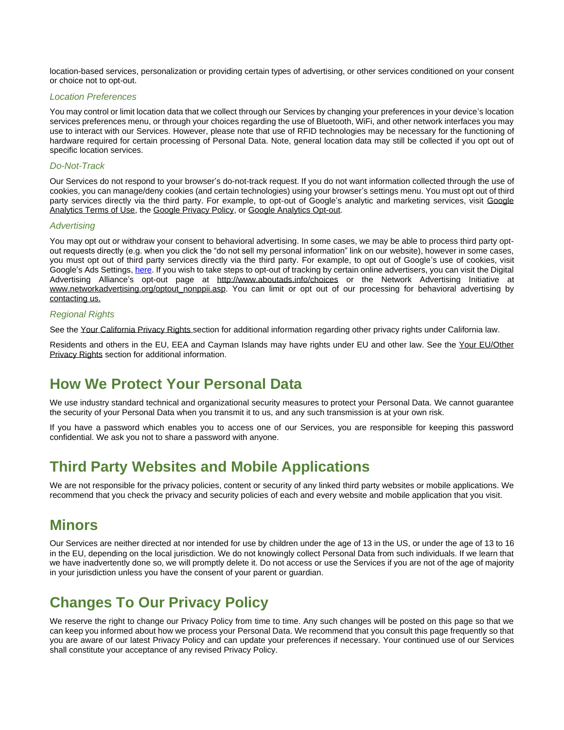location-based services, personalization or providing certain types of advertising, or other services conditioned on your consent or choice not to opt-out.

### *Location Preferences*

You may control or limit location data that we collect through our Services by changing your preferences in your device's location services preferences menu, or through your choices regarding the use of Bluetooth, WiFi, and other network interfaces you may use to interact with our Services. However, please note that use of RFID technologies may be necessary for the functioning of hardware required for certain processing of Personal Data. Note, general location data may still be collected if you opt out of specific location services.

### *Do-Not-Track*

Our Services do not respond to your browser's do-not-track request. If you do not want information collected through the use of cookies, you can manage/deny cookies (and certain technologies) using your browser's settings menu. You must opt out of third party services directly via the third party. For example, to opt-out of Google's analytic and marketing services, visit Google Analytics Terms of Use, the Google Privacy Policy, or Google Analytics Opt-out.

### *Advertising*

You may opt out or withdraw your consent to behavioral advertising. In some cases, we may be able to process third party opt-out requests directly (e.g. when you click the "do not sell my personal information" link on our website), however in some cases, you must opt out of third party services directly via the third party. For example, to opt out of Google's use of cookies, visit Google's Ads Settings, here. If you wish to take steps to opt-out of tracking by certain online advertisers, you can visit the Digital Advertising Alliance's opt-out page at http://www.aboutads.info/choices or the Network Advertising Initiative at www.networkadvertising.org/optout_nonppii.asp. You can limit or opt out of our processing for behavioral advertising by contacting us.

### *Regional Rights*

See the Your California Privacy Rights section for additional information regarding other privacy rights under California law.

Residents and others in the EU, EEA and Cayman Islands may have rights under EU and other law. See the Your EU/Other Privacy Rights section for additional information.

## How We Protect Your Personal Data

We use industry standard technical and organizational security measures to protect your Personal Data. We cannot guarantee the security of your Personal Data when you transmit it to us, and any such transmission is at your own risk.

If you have a password which enables you to access one of our Services, you are responsible for keeping this password confidential. We ask you not to share a password with anyone.

## Third Party Websites and Mobile Applications

We are not responsible for the privacy policies, content or security of any linked third party websites or mobile applications. We recommend that you check the privacy and security policies of each and every website and mobile application that you visit.

## Minors

Our Services are neither directed at nor intended for use by children under the age of 13 in the US, or under the age of 13 to 16 in the EU, depending on the local jurisdiction. We do not knowingly collect Personal Data from such individuals. If we learn that we have inadvertently done so, we will promptly delete it. Do not access or use the Services if you are not of the age of majority in your jurisdiction unless you have the consent of your parent or guardian.

## Changes To Our Privacy Policy

We reserve the right to change our Privacy Policy from time to time. Any such changes will be posted on this page so that we can keep you informed about how we process your Personal Data. We recommend that you consult this page frequently so that you are aware of our latest Privacy Policy and can update your preferences if necessary. Your continued use of our Services shall constitute your acceptance of any revised Privacy Policy.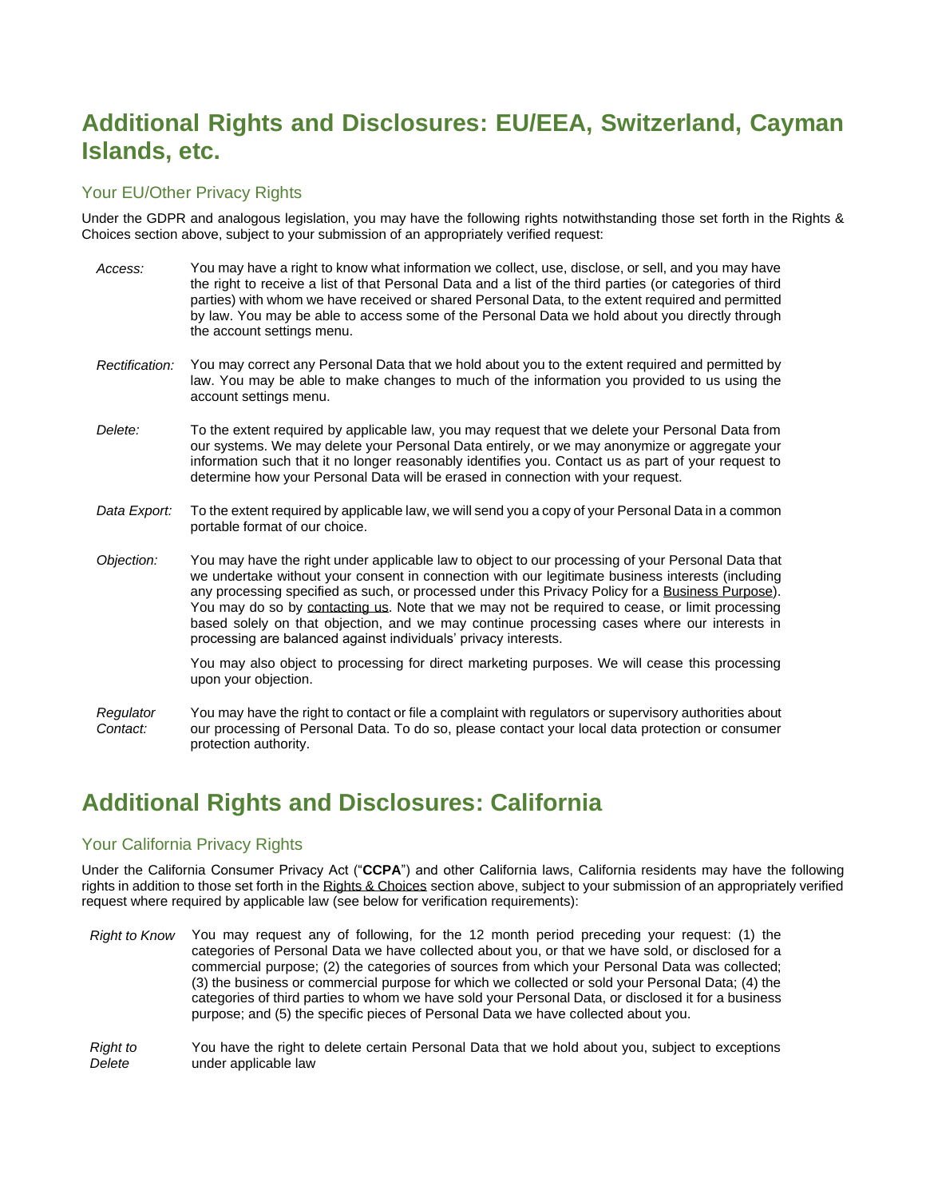# Additional Rights and Disclosures: EU/EEA, Switzerland, Cayman Islands, etc.

## Your EU/Other Privacy Rights

Under the GDPR and analogous legislation, you may have the following rights notwithstanding those set forth in the Rights & Choices section above, subject to your submission of an appropriately verified request:

*Access:* You may have a right to know what information we collect, use, disclose, or sell, and you may have the right to receive a list of that Personal Data and a list of the third parties (or categories of third parties) with whom we have received or shared Personal Data, to the extent required and permitted by law. You may be able to access some of the Personal Data we hold about you directly through the account settings menu.

*Rectification:* You may correct any Personal Data that we hold about you to the extent required and permitted by law. You may be able to make changes to much of the information you provided to us using the account settings menu.

*Delete:* To the extent required by applicable law, you may request that we delete your Personal Data from our systems. We may delete your Personal Data entirely, or we may anonymize or aggregate your information such that it no longer reasonably identifies you. Contact us as part of your request to determine how your Personal Data will be erased in connection with your request.

*Data Export:* To the extent required by applicable law, we will send you a copy of your Personal Data in a common portable format of our choice.

*Objection:* You may have the right under applicable law to object to our processing of your Personal Data that we undertake without your consent in connection with our legitimate business interests (including any processing specified as such, or processed under this Privacy Policy for a Business Purpose). You may do so by contacting us. Note that we may not be required to cease, or limit processing based solely on that objection, and we may continue processing cases where our interests in processing are balanced against individuals' privacy interests.

You may also object to processing for direct marketing purposes. We will cease this processing upon your objection.

*Regulator Contact:* You may have the right to contact or file a complaint with regulators or supervisory authorities about our processing of Personal Data. To do so, please contact your local data protection or consumer protection authority.

# Additional Rights and Disclosures: California

## Your California Privacy Rights

Under the California Consumer Privacy Act ("**CCPA**") and other California laws, California residents may have the following rights in addition to those set forth in the Rights & Choices section above, subject to your submission of an appropriately verified request where required by applicable law (see below for verification requirements):

*Right to Know* You may request any of following, for the 12 month period preceding your request: (1) the categories of Personal Data we have collected about you, or that we have sold, or disclosed for a commercial purpose; (2) the categories of sources from which your Personal Data was collected; (3) the business or commercial purpose for which we collected or sold your Personal Data; (4) the categories of third parties to whom we have sold your Personal Data, or disclosed it for a business purpose; and (5) the specific pieces of Personal Data we have collected about you.

*Right to Delete* You have the right to delete certain Personal Data that we hold about you, subject to exceptions under applicable law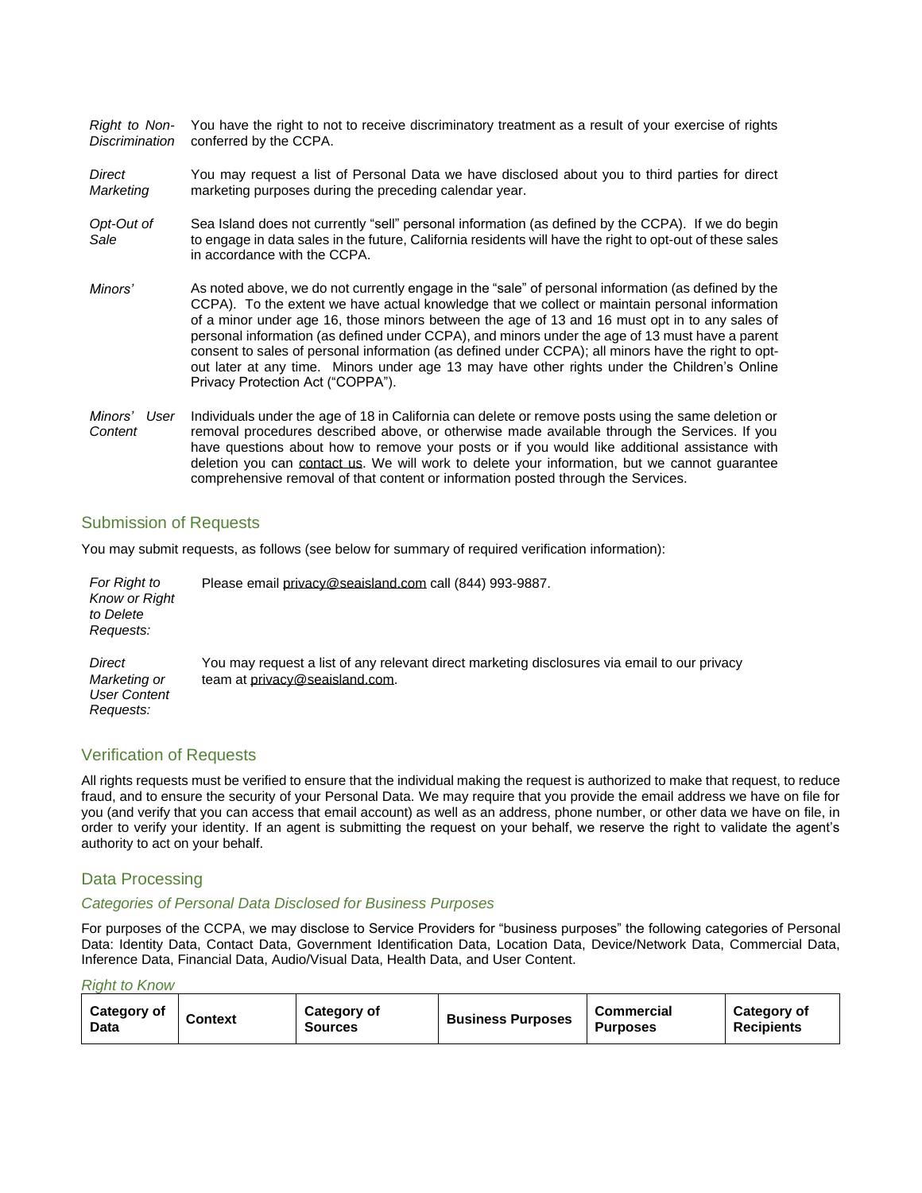*Right to Non-Discrimination* You have the right to not to receive discriminatory treatment as a result of your exercise of rights conferred by the CCPA.

*Direct Marketing* You may request a list of Personal Data we have disclosed about you to third parties for direct marketing purposes during the preceding calendar year.

*Opt-Out of Sale* Sea Island does not currently "sell" personal information (as defined by the CCPA). If we do begin to engage in data sales in the future, California residents will have the right to opt-out of these sales in accordance with the CCPA.

*Minors'* As noted above, we do not currently engage in the "sale" of personal information (as defined by the CCPA). To the extent we have actual knowledge that we collect or maintain personal information of a minor under age 16, those minors between the age of 13 and 16 must opt in to any sales of personal information (as defined under CCPA), and minors under the age of 13 must have a parent consent to sales of personal information (as defined under CCPA); all minors have the right to opt-out later at any time. Minors under age 13 may have other rights under the Children's Online Privacy Protection Act ("COPPA").

*Minors' User Content* Individuals under the age of 18 in California can delete or remove posts using the same deletion or removal procedures described above, or otherwise made available through the Services. If you have questions about how to remove your posts or if you would like additional assistance with deletion you can contact us. We will work to delete your information, but we cannot guarantee comprehensive removal of that content or information posted through the Services.

## Submission of Requests

You may submit requests, as follows (see below for summary of required verification information):

*For Right to Know or Right to Delete Requests:* Please email privacy@seaisland.com call (844) 993-9887.

*Direct Marketing or User Content Requests:* You may request a list of any relevant direct marketing disclosures via email to our privacy team at privacy@seaisland.com.

## Verification of Requests

All rights requests must be verified to ensure that the individual making the request is authorized to make that request, to reduce fraud, and to ensure the security of your Personal Data. We may require that you provide the email address we have on file for you (and verify that you can access that email account) as well as an address, phone number, or other data we have on file, in order to verify your identity. If an agent is submitting the request on your behalf, we reserve the right to validate the agent's authority to act on your behalf.

## Data Processing

### *Categories of Personal Data Disclosed for Business Purposes*

For purposes of the CCPA, we may disclose to Service Providers for "business purposes" the following categories of Personal Data: Identity Data, Contact Data, Government Identification Data, Location Data, Device/Network Data, Commercial Data, Inference Data, Financial Data, Audio/Visual Data, Health Data, and User Content.

### *Right to Know*

| Category of Data | Context | Category of Sources | Business Purposes | Commercial Purposes | Category of Recipients |
|---|---|---|---|---|---|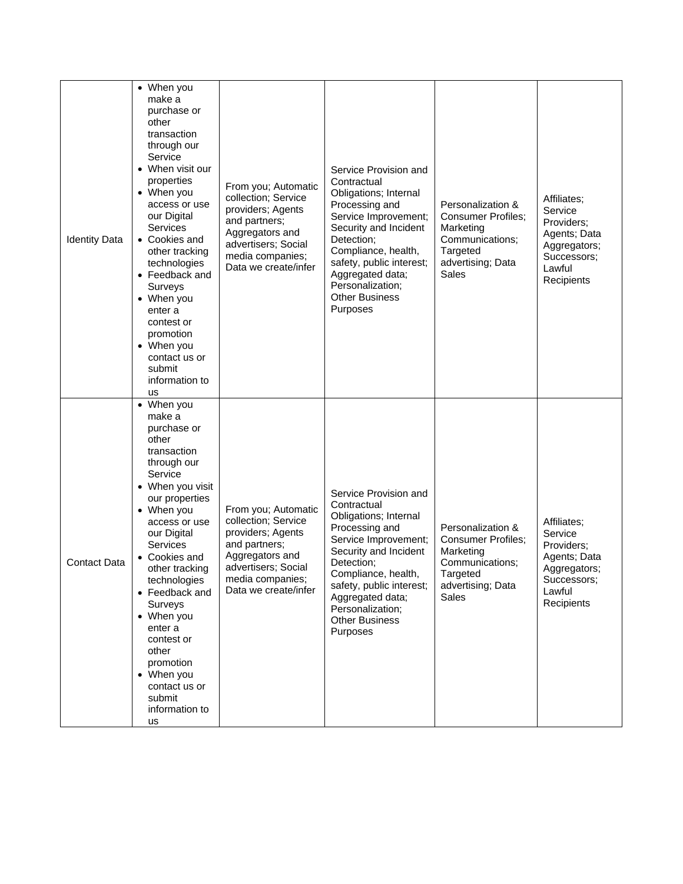| | | | | | |
|---|---|---|---|---|---|
| Identity Data | • When you make a purchase or other transaction through our Service<br>• When visit our properties<br>• When you access or use our Digital Services<br>• Cookies and other tracking technologies<br>• Feedback and Surveys<br>• When you enter a contest or promotion<br>• When you contact us or submit information to us | From you; Automatic collection; Service providers; Agents and partners; Aggregators and advertisers; Social media companies; Data we create/infer | Service Provision and Contractual Obligations; Internal Processing and Service Improvement; Security and Incident Detection; Compliance, health, safety, public interest; Aggregated data; Personalization; Other Business Purposes | Personalization & Consumer Profiles; Marketing Communications; Targeted advertising; Data Sales | Affiliates; Service Providers; Agents; Data Aggregators; Successors; Lawful Recipients |
| Contact Data | • When you make a purchase or other transaction through our Service<br>• When you visit our properties<br>• When you access or use our Digital Services<br>• Cookies and other tracking technologies<br>• Feedback and Surveys<br>• When you enter a contest or other promotion<br>• When you contact us or submit information to us | From you; Automatic collection; Service providers; Agents and partners; Aggregators and advertisers; Social media companies; Data we create/infer | Service Provision and Contractual Obligations; Internal Processing and Service Improvement; Security and Incident Detection; Compliance, health, safety, public interest; Aggregated data; Personalization; Other Business Purposes | Personalization & Consumer Profiles; Marketing Communications; Targeted advertising; Data Sales | Affiliates; Service Providers; Agents; Data Aggregators; Successors; Lawful Recipients |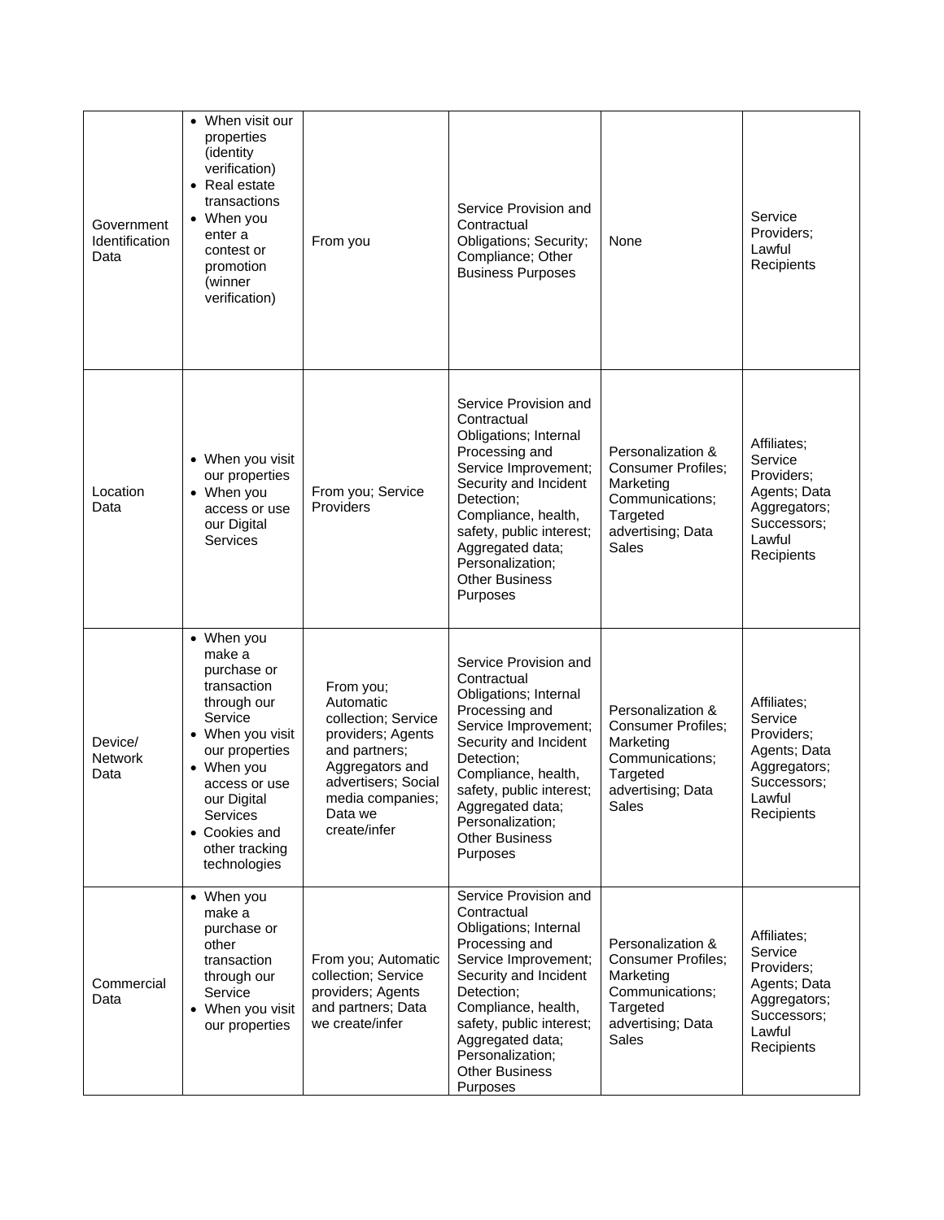| | | | | | |
|---|---|---|---|---|---|
| Government Identification Data | • When visit our properties (identity verification)<br>• Real estate transactions<br>• When you enter a contest or promotion (winner verification) | From you | Service Provision and Contractual Obligations; Security; Compliance; Other Business Purposes | None | Service Providers; Lawful Recipients |
| Location Data | • When you visit our properties<br>• When you access or use our Digital Services | From you; Service Providers | Service Provision and Contractual Obligations; Internal Processing and Service Improvement; Security and Incident Detection; Compliance, health, safety, public interest; Aggregated data; Personalization; Other Business Purposes | Personalization & Consumer Profiles; Marketing Communications; Targeted advertising; Data Sales | Affiliates; Service Providers; Agents; Data Aggregators; Successors; Lawful Recipients |
| Device/ Network Data | • When you make a purchase or transaction through our Service<br>• When you visit our properties<br>• When you access or use our Digital Services<br>• Cookies and other tracking technologies | From you; Automatic collection; Service providers; Agents and partners; Aggregators and advertisers; Social media companies; Data we create/infer | Service Provision and Contractual Obligations; Internal Processing and Service Improvement; Security and Incident Detection; Compliance, health, safety, public interest; Aggregated data; Personalization; Other Business Purposes | Personalization & Consumer Profiles; Marketing Communications; Targeted advertising; Data Sales | Affiliates; Service Providers; Agents; Data Aggregators; Successors; Lawful Recipients |
| Commercial Data | • When you make a purchase or other transaction through our Service<br>• When you visit our properties | From you; Automatic collection; Service providers; Agents and partners; Data we create/infer | Service Provision and Contractual Obligations; Internal Processing and Service Improvement; Security and Incident Detection; Compliance, health, safety, public interest; Aggregated data; Personalization; Other Business Purposes | Personalization & Consumer Profiles; Marketing Communications; Targeted advertising; Data Sales | Affiliates; Service Providers; Agents; Data Aggregators; Successors; Lawful Recipients |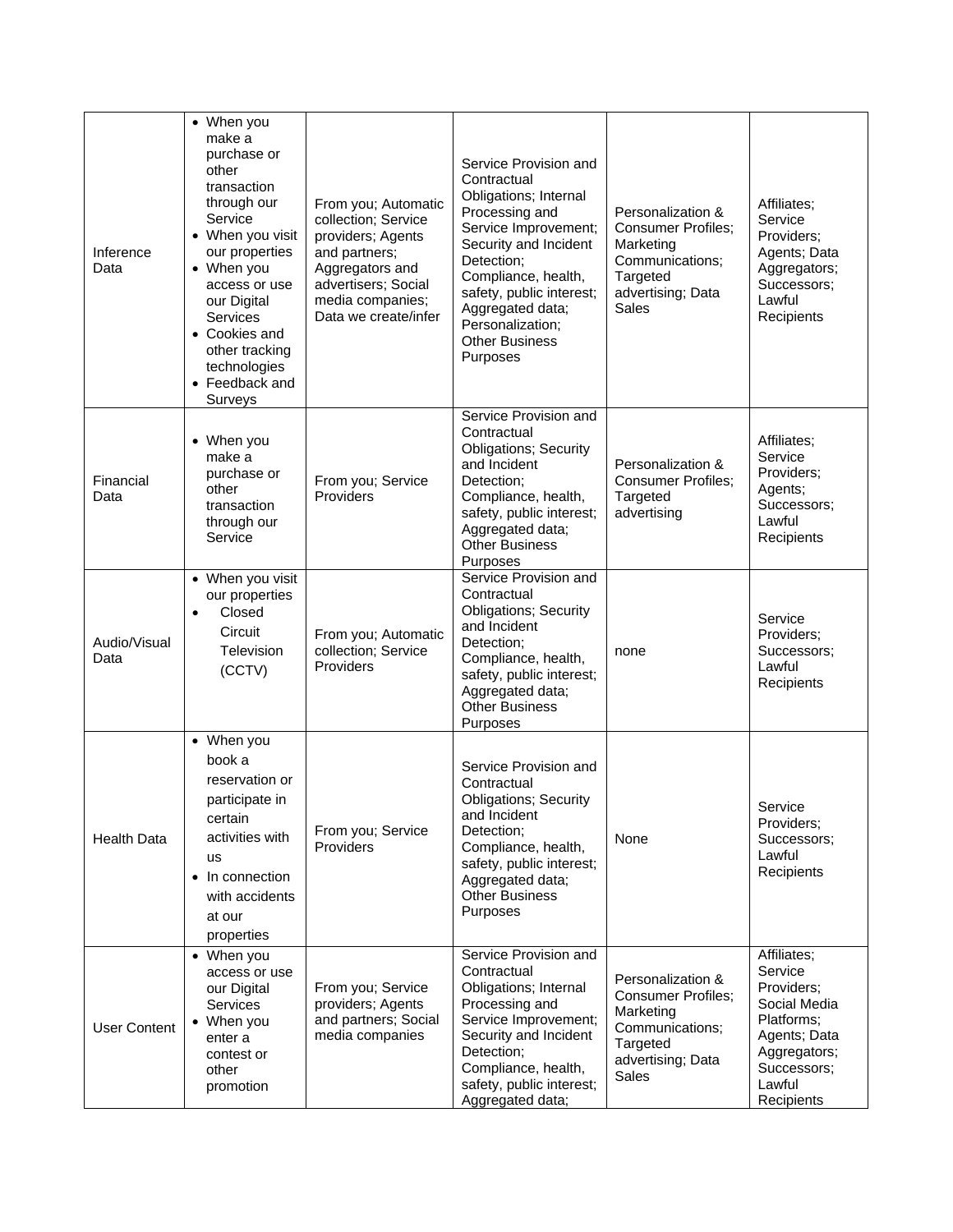| Inference Data | • When you make a purchase or other transaction through our Service<br>• When you visit our properties<br>• When you access or use our Digital Services<br>• Cookies and other tracking technologies<br>• Feedback and Surveys | From you; Automatic collection; Service providers; Agents and partners; Aggregators and advertisers; Social media companies; Data we create/infer | Service Provision and Contractual Obligations; Internal Processing and Service Improvement; Security and Incident Detection; Compliance, health, safety, public interest; Aggregated data; Personalization; Other Business Purposes | Personalization & Consumer Profiles; Marketing Communications; Targeted advertising; Data Sales | Affiliates; Service Providers; Agents; Data Aggregators; Successors; Lawful Recipients |
|---|---|---|---|---|---|
| Financial Data | • When you make a purchase or other transaction through our Service | From you; Service Providers | Service Provision and Contractual Obligations; Security and Incident Detection; Compliance, health, safety, public interest; Aggregated data; Other Business Purposes | Personalization & Consumer Profiles; Targeted advertising | Affiliates; Service Providers; Agents; Successors; Lawful Recipients |
| Audio/Visual Data | • When you visit our properties<br>• Closed Circuit Television (CCTV) | From you; Automatic collection; Service Providers | Service Provision and Contractual Obligations; Security and Incident Detection; Compliance, health, safety, public interest; Aggregated data; Other Business Purposes | none | Service Providers; Successors; Lawful Recipients |
| Health Data | • When you book a reservation or participate in certain activities with us<br>• In connection with accidents at our properties | From you; Service Providers | Service Provision and Contractual Obligations; Security and Incident Detection; Compliance, health, safety, public interest; Aggregated data; Other Business Purposes | None | Service Providers; Successors; Lawful Recipients |
| User Content | • When you access or use our Digital Services<br>• When you enter a contest or other promotion | From you; Service providers; Agents and partners; Social media companies | Service Provision and Contractual Obligations; Internal Processing and Service Improvement; Security and Incident Detection; Compliance, health, safety, public interest; Aggregated data; | Personalization & Consumer Profiles; Marketing Communications; Targeted advertising; Data Sales | Affiliates; Service Providers; Social Media Platforms; Agents; Data Aggregators; Successors; Lawful Recipients |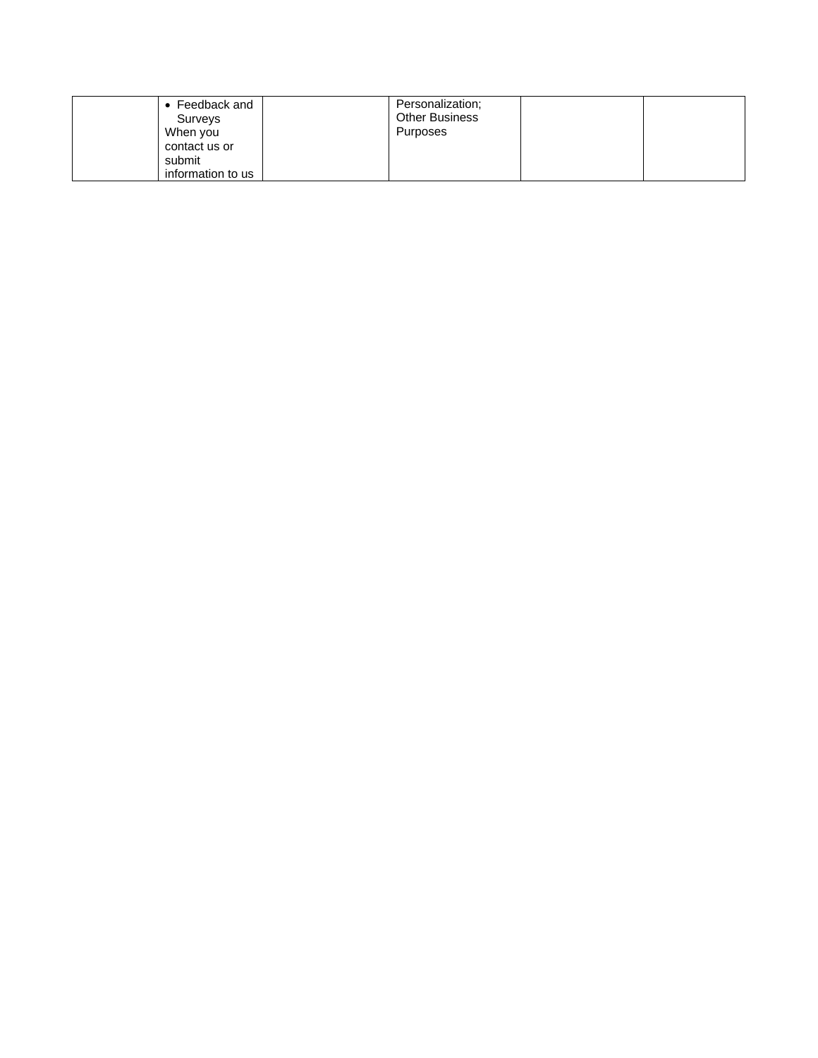| | | | | | |
|---|---|---|---|---|---|
| | • Feedback and Surveys<br>When you contact us or submit information to us | | Personalization; Other Business Purposes | | |